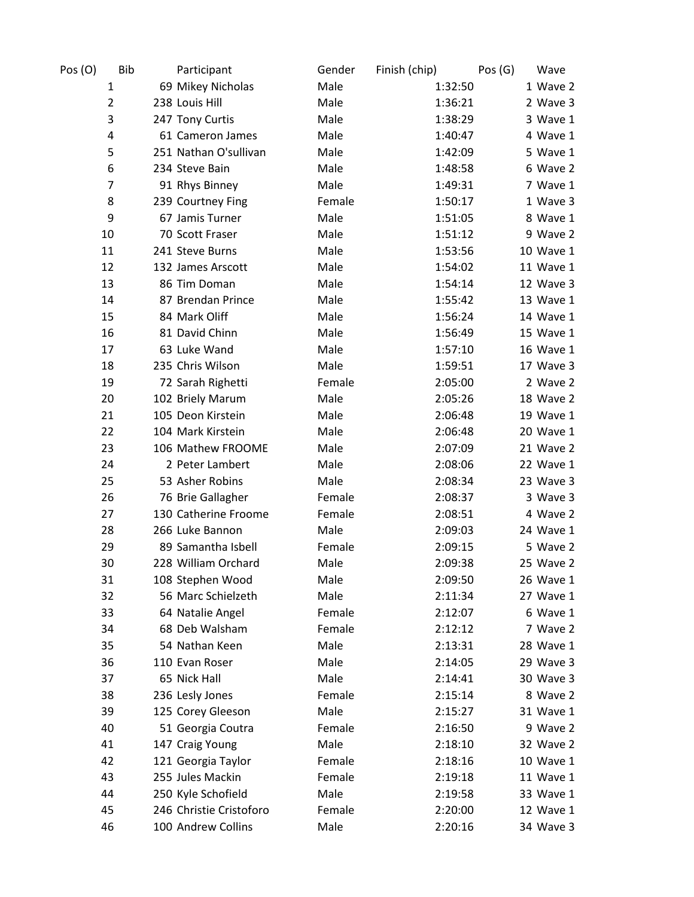| Pos (O) | Bib | Participant | Gender | Finish (chip) | Pos (G) | Wave |
| --- | --- | --- | --- | --- | --- | --- |
| 1 | 69 | Mikey Nicholas | Male | 1:32:50 | 1 | Wave 2 |
| 2 | 238 | Louis Hill | Male | 1:36:21 | 2 | Wave 3 |
| 3 | 247 | Tony Curtis | Male | 1:38:29 | 3 | Wave 1 |
| 4 | 61 | Cameron James | Male | 1:40:47 | 4 | Wave 1 |
| 5 | 251 | Nathan O'sullivan | Male | 1:42:09 | 5 | Wave 1 |
| 6 | 234 | Steve Bain | Male | 1:48:58 | 6 | Wave 2 |
| 7 | 91 | Rhys Binney | Male | 1:49:31 | 7 | Wave 1 |
| 8 | 239 | Courtney Fing | Female | 1:50:17 | 1 | Wave 3 |
| 9 | 67 | Jamis Turner | Male | 1:51:05 | 8 | Wave 1 |
| 10 | 70 | Scott Fraser | Male | 1:51:12 | 9 | Wave 2 |
| 11 | 241 | Steve Burns | Male | 1:53:56 | 10 | Wave 1 |
| 12 | 132 | James Arscott | Male | 1:54:02 | 11 | Wave 1 |
| 13 | 86 | Tim Doman | Male | 1:54:14 | 12 | Wave 3 |
| 14 | 87 | Brendan Prince | Male | 1:55:42 | 13 | Wave 1 |
| 15 | 84 | Mark Oliff | Male | 1:56:24 | 14 | Wave 1 |
| 16 | 81 | David Chinn | Male | 1:56:49 | 15 | Wave 1 |
| 17 | 63 | Luke Wand | Male | 1:57:10 | 16 | Wave 1 |
| 18 | 235 | Chris Wilson | Male | 1:59:51 | 17 | Wave 3 |
| 19 | 72 | Sarah Righetti | Female | 2:05:00 | 2 | Wave 2 |
| 20 | 102 | Briely Marum | Male | 2:05:26 | 18 | Wave 2 |
| 21 | 105 | Deon Kirstein | Male | 2:06:48 | 19 | Wave 1 |
| 22 | 104 | Mark Kirstein | Male | 2:06:48 | 20 | Wave 1 |
| 23 | 106 | Mathew FROOME | Male | 2:07:09 | 21 | Wave 2 |
| 24 | 2 | Peter Lambert | Male | 2:08:06 | 22 | Wave 1 |
| 25 | 53 | Asher Robins | Male | 2:08:34 | 23 | Wave 3 |
| 26 | 76 | Brie Gallagher | Female | 2:08:37 | 3 | Wave 3 |
| 27 | 130 | Catherine Froome | Female | 2:08:51 | 4 | Wave 2 |
| 28 | 266 | Luke Bannon | Male | 2:09:03 | 24 | Wave 1 |
| 29 | 89 | Samantha Isbell | Female | 2:09:15 | 5 | Wave 2 |
| 30 | 228 | William Orchard | Male | 2:09:38 | 25 | Wave 2 |
| 31 | 108 | Stephen Wood | Male | 2:09:50 | 26 | Wave 1 |
| 32 | 56 | Marc Schielzeth | Male | 2:11:34 | 27 | Wave 1 |
| 33 | 64 | Natalie Angel | Female | 2:12:07 | 6 | Wave 1 |
| 34 | 68 | Deb Walsham | Female | 2:12:12 | 7 | Wave 2 |
| 35 | 54 | Nathan Keen | Male | 2:13:31 | 28 | Wave 1 |
| 36 | 110 | Evan Roser | Male | 2:14:05 | 29 | Wave 3 |
| 37 | 65 | Nick Hall | Male | 2:14:41 | 30 | Wave 3 |
| 38 | 236 | Lesly Jones | Female | 2:15:14 | 8 | Wave 2 |
| 39 | 125 | Corey Gleeson | Male | 2:15:27 | 31 | Wave 1 |
| 40 | 51 | Georgia Coutra | Female | 2:16:50 | 9 | Wave 2 |
| 41 | 147 | Craig Young | Male | 2:18:10 | 32 | Wave 2 |
| 42 | 121 | Georgia Taylor | Female | 2:18:16 | 10 | Wave 1 |
| 43 | 255 | Jules Mackin | Female | 2:19:18 | 11 | Wave 1 |
| 44 | 250 | Kyle Schofield | Male | 2:19:58 | 33 | Wave 1 |
| 45 | 246 | Christie Cristoforo | Female | 2:20:00 | 12 | Wave 1 |
| 46 | 100 | Andrew Collins | Male | 2:20:16 | 34 | Wave 3 |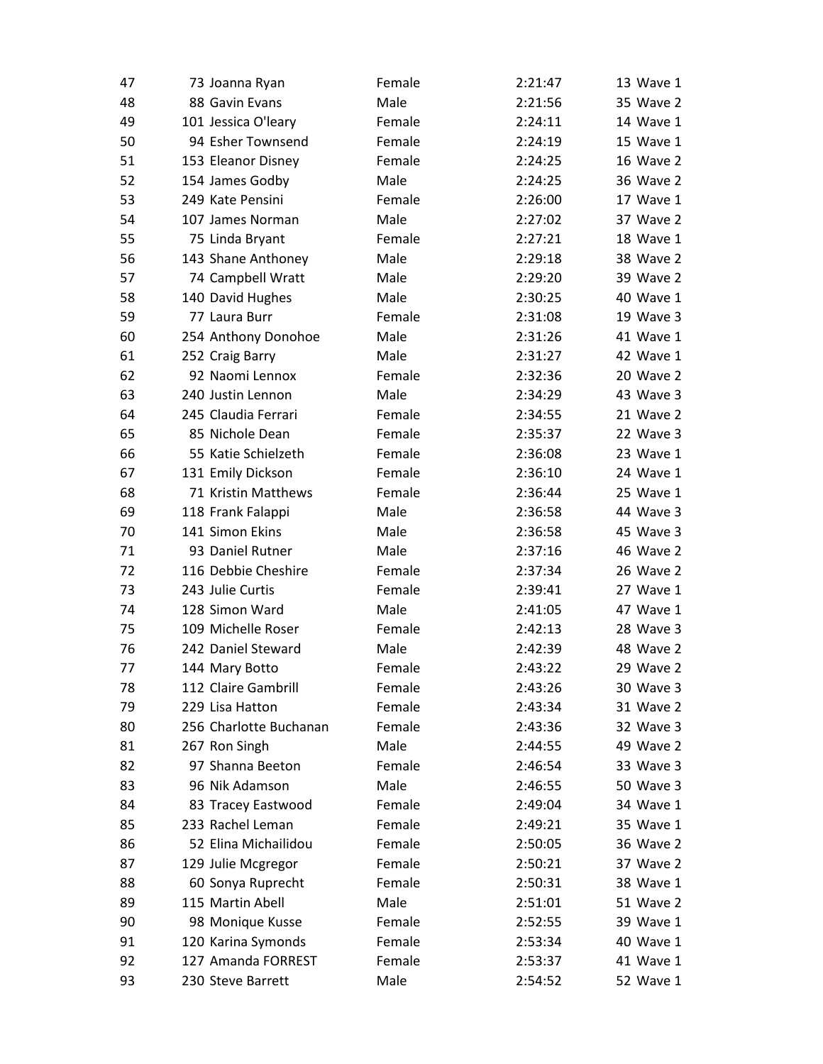| | | | | | | |
|---|---|---|---|---|---|---|
| 47 | 73 | Joanna Ryan | Female | 2:21:47 | 13 | Wave 1 |
| 48 | 88 | Gavin Evans | Male | 2:21:56 | 35 | Wave 2 |
| 49 | 101 | Jessica O'leary | Female | 2:24:11 | 14 | Wave 1 |
| 50 | 94 | Esher Townsend | Female | 2:24:19 | 15 | Wave 1 |
| 51 | 153 | Eleanor Disney | Female | 2:24:25 | 16 | Wave 2 |
| 52 | 154 | James Godby | Male | 2:24:25 | 36 | Wave 2 |
| 53 | 249 | Kate Pensini | Female | 2:26:00 | 17 | Wave 1 |
| 54 | 107 | James Norman | Male | 2:27:02 | 37 | Wave 2 |
| 55 | 75 | Linda Bryant | Female | 2:27:21 | 18 | Wave 1 |
| 56 | 143 | Shane Anthoney | Male | 2:29:18 | 38 | Wave 2 |
| 57 | 74 | Campbell Wratt | Male | 2:29:20 | 39 | Wave 2 |
| 58 | 140 | David Hughes | Male | 2:30:25 | 40 | Wave 1 |
| 59 | 77 | Laura Burr | Female | 2:31:08 | 19 | Wave 3 |
| 60 | 254 | Anthony Donohoe | Male | 2:31:26 | 41 | Wave 1 |
| 61 | 252 | Craig Barry | Male | 2:31:27 | 42 | Wave 1 |
| 62 | 92 | Naomi Lennox | Female | 2:32:36 | 20 | Wave 2 |
| 63 | 240 | Justin Lennon | Male | 2:34:29 | 43 | Wave 3 |
| 64 | 245 | Claudia Ferrari | Female | 2:34:55 | 21 | Wave 2 |
| 65 | 85 | Nichole Dean | Female | 2:35:37 | 22 | Wave 3 |
| 66 | 55 | Katie Schielzeth | Female | 2:36:08 | 23 | Wave 1 |
| 67 | 131 | Emily Dickson | Female | 2:36:10 | 24 | Wave 1 |
| 68 | 71 | Kristin Matthews | Female | 2:36:44 | 25 | Wave 1 |
| 69 | 118 | Frank Falappi | Male | 2:36:58 | 44 | Wave 3 |
| 70 | 141 | Simon Ekins | Male | 2:36:58 | 45 | Wave 3 |
| 71 | 93 | Daniel Rutner | Male | 2:37:16 | 46 | Wave 2 |
| 72 | 116 | Debbie Cheshire | Female | 2:37:34 | 26 | Wave 2 |
| 73 | 243 | Julie Curtis | Female | 2:39:41 | 27 | Wave 1 |
| 74 | 128 | Simon Ward | Male | 2:41:05 | 47 | Wave 1 |
| 75 | 109 | Michelle Roser | Female | 2:42:13 | 28 | Wave 3 |
| 76 | 242 | Daniel Steward | Male | 2:42:39 | 48 | Wave 2 |
| 77 | 144 | Mary Botto | Female | 2:43:22 | 29 | Wave 2 |
| 78 | 112 | Claire Gambrill | Female | 2:43:26 | 30 | Wave 3 |
| 79 | 229 | Lisa Hatton | Female | 2:43:34 | 31 | Wave 2 |
| 80 | 256 | Charlotte Buchanan | Female | 2:43:36 | 32 | Wave 3 |
| 81 | 267 | Ron Singh | Male | 2:44:55 | 49 | Wave 2 |
| 82 | 97 | Shanna Beeton | Female | 2:46:54 | 33 | Wave 3 |
| 83 | 96 | Nik Adamson | Male | 2:46:55 | 50 | Wave 3 |
| 84 | 83 | Tracey Eastwood | Female | 2:49:04 | 34 | Wave 1 |
| 85 | 233 | Rachel Leman | Female | 2:49:21 | 35 | Wave 1 |
| 86 | 52 | Elina Michailidou | Female | 2:50:05 | 36 | Wave 2 |
| 87 | 129 | Julie Mcgregor | Female | 2:50:21 | 37 | Wave 2 |
| 88 | 60 | Sonya Ruprecht | Female | 2:50:31 | 38 | Wave 1 |
| 89 | 115 | Martin Abell | Male | 2:51:01 | 51 | Wave 2 |
| 90 | 98 | Monique Kusse | Female | 2:52:55 | 39 | Wave 1 |
| 91 | 120 | Karina Symonds | Female | 2:53:34 | 40 | Wave 1 |
| 92 | 127 | Amanda FORREST | Female | 2:53:37 | 41 | Wave 1 |
| 93 | 230 | Steve Barrett | Male | 2:54:52 | 52 | Wave 1 |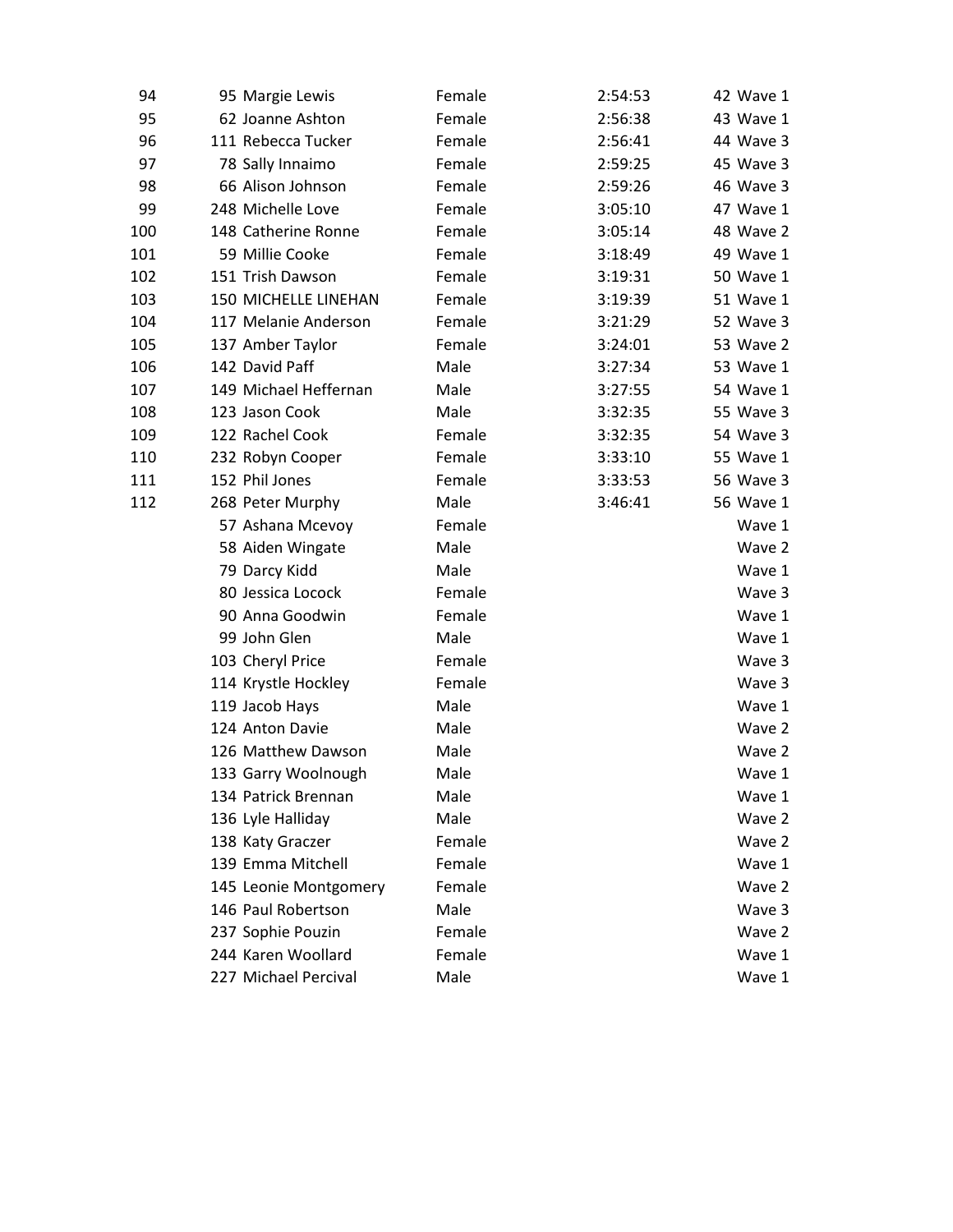| | | | | | | |
|---|---|---|---|---|---|---|
| 94 | 95 | Margie Lewis | Female | 2:54:53 | 42 | Wave 1 |
| 95 | 62 | Joanne Ashton | Female | 2:56:38 | 43 | Wave 1 |
| 96 | 111 | Rebecca Tucker | Female | 2:56:41 | 44 | Wave 3 |
| 97 | 78 | Sally Innaimo | Female | 2:59:25 | 45 | Wave 3 |
| 98 | 66 | Alison Johnson | Female | 2:59:26 | 46 | Wave 3 |
| 99 | 248 | Michelle Love | Female | 3:05:10 | 47 | Wave 1 |
| 100 | 148 | Catherine Ronne | Female | 3:05:14 | 48 | Wave 2 |
| 101 | 59 | Millie Cooke | Female | 3:18:49 | 49 | Wave 1 |
| 102 | 151 | Trish Dawson | Female | 3:19:31 | 50 | Wave 1 |
| 103 | 150 | MICHELLE LINEHAN | Female | 3:19:39 | 51 | Wave 1 |
| 104 | 117 | Melanie Anderson | Female | 3:21:29 | 52 | Wave 3 |
| 105 | 137 | Amber Taylor | Female | 3:24:01 | 53 | Wave 2 |
| 106 | 142 | David Paff | Male | 3:27:34 | 53 | Wave 1 |
| 107 | 149 | Michael Heffernan | Male | 3:27:55 | 54 | Wave 1 |
| 108 | 123 | Jason Cook | Male | 3:32:35 | 55 | Wave 3 |
| 109 | 122 | Rachel Cook | Female | 3:32:35 | 54 | Wave 3 |
| 110 | 232 | Robyn Cooper | Female | 3:33:10 | 55 | Wave 1 |
| 111 | 152 | Phil Jones | Female | 3:33:53 | 56 | Wave 3 |
| 112 | 268 | Peter Murphy | Male | 3:46:41 | 56 | Wave 1 |
| | 57 | Ashana Mcevoy | Female | | | Wave 1 |
| | 58 | Aiden Wingate | Male | | | Wave 2 |
| | 79 | Darcy Kidd | Male | | | Wave 1 |
| | 80 | Jessica Locock | Female | | | Wave 3 |
| | 90 | Anna Goodwin | Female | | | Wave 1 |
| | 99 | John Glen | Male | | | Wave 1 |
| | 103 | Cheryl Price | Female | | | Wave 3 |
| | 114 | Krystle Hockley | Female | | | Wave 3 |
| | 119 | Jacob Hays | Male | | | Wave 1 |
| | 124 | Anton Davie | Male | | | Wave 2 |
| | 126 | Matthew Dawson | Male | | | Wave 2 |
| | 133 | Garry Woolnough | Male | | | Wave 1 |
| | 134 | Patrick Brennan | Male | | | Wave 1 |
| | 136 | Lyle Halliday | Male | | | Wave 2 |
| | 138 | Katy Graczer | Female | | | Wave 2 |
| | 139 | Emma Mitchell | Female | | | Wave 1 |
| | 145 | Leonie Montgomery | Female | | | Wave 2 |
| | 146 | Paul Robertson | Male | | | Wave 3 |
| | 237 | Sophie Pouzin | Female | | | Wave 2 |
| | 244 | Karen Woollard | Female | | | Wave 1 |
| | 227 | Michael Percival | Male | | | Wave 1 |